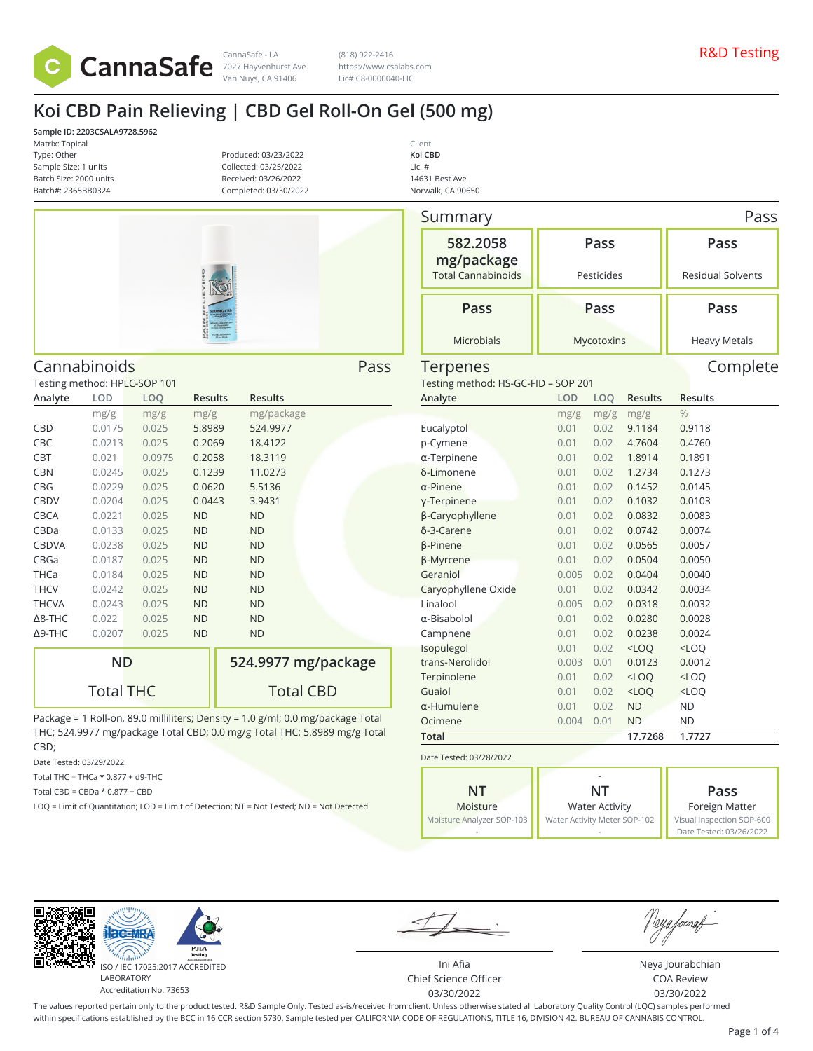CannaSafe

CannaSafe - LA
7027 Hayvenhurst Ave.
Van Nuys, CA 91406

(818) 922-2416
https://www.csalabs.com
Lic# C8-0000040-LIC

R&D Testing

# Koi CBD Pain Relieving | CBD Gel Roll-On Gel (500 mg)

**Sample ID: 2203CSALA9728.5962**
Matrix: Topical
Type: Other
Sample Size: 1 units
Batch Size: 2000 units
Batch#: 2365BB0324

Produced: 03/23/2022
Collected: 03/25/2022
Received: 03/26/2022
Completed: 03/30/2022

Client
**Koi CBD**
Lic. #
14631 Best Ave
Norwalk, CA 90650

## Summary — Pass

| 582.2058 mg/package | Pass | Pass |
|---|---|---|
| Total Cannabinoids | Pesticides | Residual Solvents |
| **Pass** | **Pass** | **Pass** |
| Microbials | Mycotoxins | Heavy Metals |

## Cannabinoids — Pass

Testing method: HPLC-SOP 101

| Analyte | LOD | LOQ | Results | Results |
|---|---|---|---|---|
| | mg/g | mg/g | mg/g | mg/package |
| CBD | 0.0175 | 0.025 | 5.8989 | 524.9977 |
| CBC | 0.0213 | 0.025 | 0.2069 | 18.4122 |
| CBT | 0.021 | 0.0975 | 0.2058 | 18.3119 |
| CBN | 0.0245 | 0.025 | 0.1239 | 11.0273 |
| CBG | 0.0229 | 0.025 | 0.0620 | 5.5136 |
| CBDV | 0.0204 | 0.025 | 0.0443 | 3.9431 |
| CBCA | 0.0221 | 0.025 | ND | ND |
| CBDa | 0.0133 | 0.025 | ND | ND |
| CBDVA | 0.0238 | 0.025 | ND | ND |
| CBGa | 0.0187 | 0.025 | ND | ND |
| THCa | 0.0184 | 0.025 | ND | ND |
| THCV | 0.0242 | 0.025 | ND | ND |
| THCVA | 0.0243 | 0.025 | ND | ND |
| Δ8-THC | 0.022 | 0.025 | ND | ND |
| Δ9-THC | 0.0207 | 0.025 | ND | ND |

| ND | 524.9977 mg/package |
|---|---|
| Total THC | Total CBD |

Package = 1 Roll-on, 89.0 milliliters; Density = 1.0 g/ml; 0.0 mg/package Total THC; 524.9977 mg/package Total CBD; 0.0 mg/g Total THC; 5.8989 mg/g Total CBD;

Date Tested: 03/29/2022

Total THC = THCa * 0.877 + d9-THC

Total CBD = CBDa * 0.877 + CBD

LOQ = Limit of Quantitation; LOD = Limit of Detection; NT = Not Tested; ND = Not Detected.

## Terpenes — Complete

Testing method: HS-GC-FID – SOP 201

| Analyte | LOD | LOQ | Results | Results |
|---|---|---|---|---|
| | mg/g | mg/g | mg/g | % |
| Eucalyptol | 0.01 | 0.02 | 9.1184 | 0.9118 |
| p-Cymene | 0.01 | 0.02 | 4.7604 | 0.4760 |
| α-Terpinene | 0.01 | 0.02 | 1.8914 | 0.1891 |
| δ-Limonene | 0.01 | 0.02 | 1.2734 | 0.1273 |
| α-Pinene | 0.01 | 0.02 | 0.1452 | 0.0145 |
| γ-Terpinene | 0.01 | 0.02 | 0.1032 | 0.0103 |
| β-Caryophyllene | 0.01 | 0.02 | 0.0832 | 0.0083 |
| δ-3-Carene | 0.01 | 0.02 | 0.0742 | 0.0074 |
| β-Pinene | 0.01 | 0.02 | 0.0565 | 0.0057 |
| β-Myrcene | 0.01 | 0.02 | 0.0504 | 0.0050 |
| Geraniol | 0.005 | 0.02 | 0.0404 | 0.0040 |
| Caryophyllene Oxide | 0.01 | 0.02 | 0.0342 | 0.0034 |
| Linalool | 0.005 | 0.02 | 0.0318 | 0.0032 |
| α-Bisabolol | 0.01 | 0.02 | 0.0280 | 0.0028 |
| Camphene | 0.01 | 0.02 | 0.0238 | 0.0024 |
| Isopulegol | 0.01 | 0.02 | <LOQ | <LOQ |
| trans-Nerolidol | 0.003 | 0.01 | 0.0123 | 0.0012 |
| Terpinolene | 0.01 | 0.02 | <LOQ | <LOQ |
| Guaiol | 0.01 | 0.02 | <LOQ | <LOQ |
| α-Humulene | 0.01 | 0.02 | ND | ND |
| Ocimene | 0.004 | 0.01 | ND | ND |
| **Total** | | | **17.7268** | **1.7727** |

Date Tested: 03/28/2022

| NT | NT | Pass |
|---|---|---|
| Moisture | Water Activity | Foreign Matter |
| Moisture Analyzer SOP-103 | Water Activity Meter SOP-102 | Visual Inspection SOP-600 |
| - | - | Date Tested: 03/26/2022 |

ISO / IEC 17025:2017 ACCREDITED LABORATORY
Accreditation No. 73653

Ini Afia
Chief Science Officer
03/30/2022

Neya Jourabchian
COA Review
03/30/2022

The values reported pertain only to the product tested. R&D Sample Only. Tested as-is/received from client. Unless otherwise stated all Laboratory Quality Control (LQC) samples performed within specifications established by the BCC in 16 CCR section 5730. Sample tested per CALIFORNIA CODE OF REGULATIONS, TITLE 16, DIVISION 42. BUREAU OF CANNABIS CONTROL.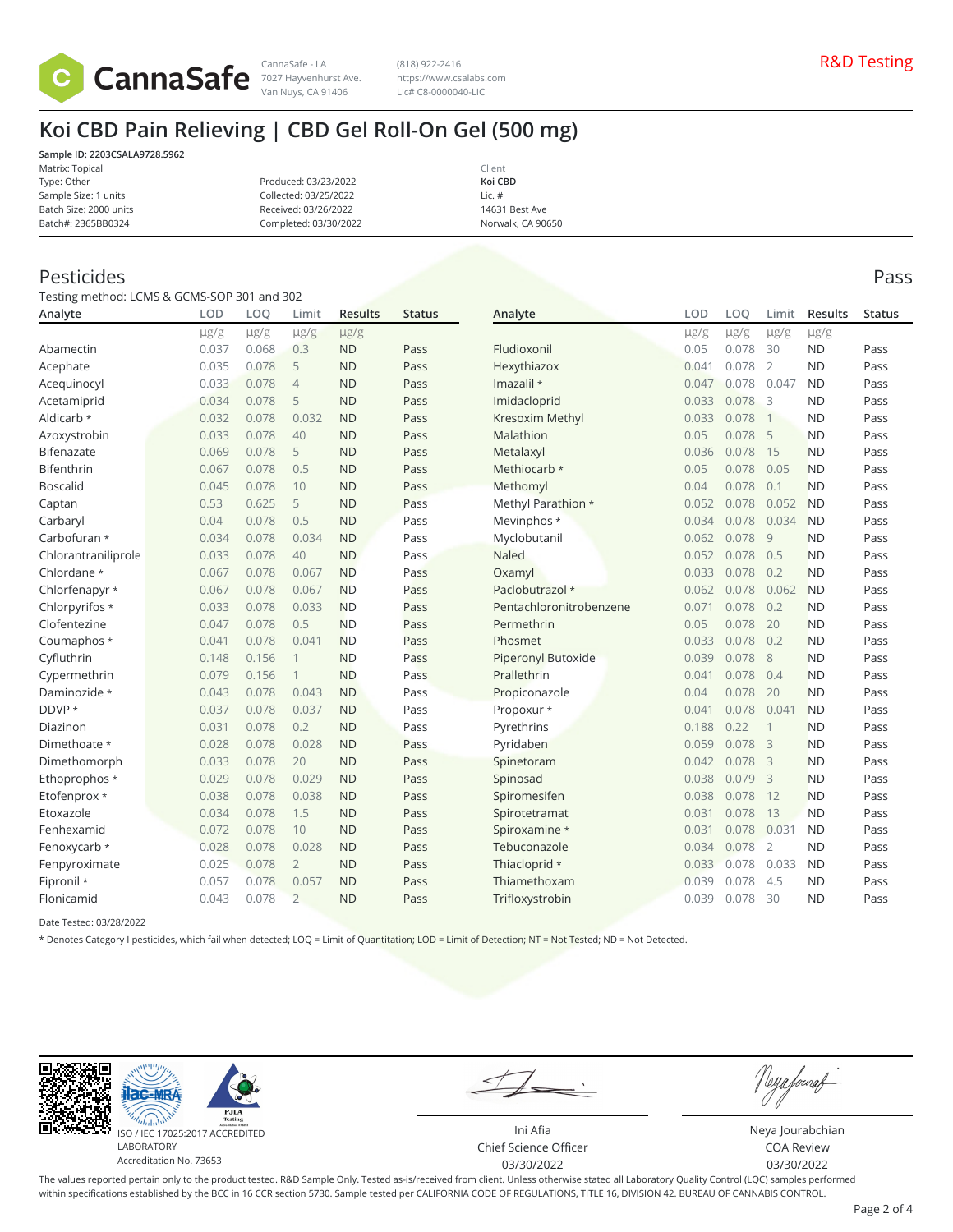CannaSafe - LA
7027 Hayvenhurst Ave.
Van Nuys, CA 91406

(818) 922-2416
https://www.csalabs.com
Lic# C8-0000040-LIC

R&D Testing

# Koi CBD Pain Relieving | CBD Gel Roll-On Gel (500 mg)

**Sample ID: 2203CSALA9728.5962**
Matrix: Topical
Type: Other
Sample Size: 1 units
Batch Size: 2000 units
Batch#: 2365BB0324

Produced: 03/23/2022
Collected: 03/25/2022
Received: 03/26/2022
Completed: 03/30/2022

Client
**Koi CBD**
Lic. #
14631 Best Ave
Norwalk, CA 90650

## Pesticides

Pass

Testing method: LCMS & GCMS-SOP 301 and 302

| Analyte | LOD | LOQ | Limit | Results | Status |
|---|---|---|---|---|---|
| | µg/g | µg/g | µg/g | µg/g | |
| Abamectin | 0.037 | 0.068 | 0.3 | ND | Pass |
| Acephate | 0.035 | 0.078 | 5 | ND | Pass |
| Acequinocyl | 0.033 | 0.078 | 4 | ND | Pass |
| Acetamiprid | 0.034 | 0.078 | 5 | ND | Pass |
| Aldicarb * | 0.032 | 0.078 | 0.032 | ND | Pass |
| Azoxystrobin | 0.033 | 0.078 | 40 | ND | Pass |
| Bifenazate | 0.069 | 0.078 | 5 | ND | Pass |
| Bifenthrin | 0.067 | 0.078 | 0.5 | ND | Pass |
| Boscalid | 0.045 | 0.078 | 10 | ND | Pass |
| Captan | 0.53 | 0.625 | 5 | ND | Pass |
| Carbaryl | 0.04 | 0.078 | 0.5 | ND | Pass |
| Carbofuran * | 0.034 | 0.078 | 0.034 | ND | Pass |
| Chlorantraniliprole | 0.033 | 0.078 | 40 | ND | Pass |
| Chlordane * | 0.067 | 0.078 | 0.067 | ND | Pass |
| Chlorfenapyr * | 0.067 | 0.078 | 0.067 | ND | Pass |
| Chlorpyrifos * | 0.033 | 0.078 | 0.033 | ND | Pass |
| Clofentezine | 0.047 | 0.078 | 0.5 | ND | Pass |
| Coumaphos * | 0.041 | 0.078 | 0.041 | ND | Pass |
| Cyfluthrin | 0.148 | 0.156 | 1 | ND | Pass |
| Cypermethrin | 0.079 | 0.156 | 1 | ND | Pass |
| Daminozide * | 0.043 | 0.078 | 0.043 | ND | Pass |
| DDVP * | 0.037 | 0.078 | 0.037 | ND | Pass |
| Diazinon | 0.031 | 0.078 | 0.2 | ND | Pass |
| Dimethoate * | 0.028 | 0.078 | 0.028 | ND | Pass |
| Dimethomorph | 0.033 | 0.078 | 20 | ND | Pass |
| Ethoprophos * | 0.029 | 0.078 | 0.029 | ND | Pass |
| Etofenprox * | 0.038 | 0.078 | 0.038 | ND | Pass |
| Etoxazole | 0.034 | 0.078 | 1.5 | ND | Pass |
| Fenhexamid | 0.072 | 0.078 | 10 | ND | Pass |
| Fenoxycarb * | 0.028 | 0.078 | 0.028 | ND | Pass |
| Fenpyroximate | 0.025 | 0.078 | 2 | ND | Pass |
| Fipronil * | 0.057 | 0.078 | 0.057 | ND | Pass |
| Flonicamid | 0.043 | 0.078 | 2 | ND | Pass |
| Fludioxonil | 0.05 | 0.078 | 30 | ND | Pass |
| Hexythiazox | 0.041 | 0.078 | 2 | ND | Pass |
| Imazalil * | 0.047 | 0.078 | 0.047 | ND | Pass |
| Imidacloprid | 0.033 | 0.078 | 3 | ND | Pass |
| Kresoxim Methyl | 0.033 | 0.078 | 1 | ND | Pass |
| Malathion | 0.05 | 0.078 | 5 | ND | Pass |
| Metalaxyl | 0.036 | 0.078 | 15 | ND | Pass |
| Methiocarb * | 0.05 | 0.078 | 0.05 | ND | Pass |
| Methomyl | 0.04 | 0.078 | 0.1 | ND | Pass |
| Methyl Parathion * | 0.052 | 0.078 | 0.052 | ND | Pass |
| Mevinphos * | 0.034 | 0.078 | 0.034 | ND | Pass |
| Myclobutanil | 0.062 | 0.078 | 9 | ND | Pass |
| Naled | 0.052 | 0.078 | 0.5 | ND | Pass |
| Oxamyl | 0.033 | 0.078 | 0.2 | ND | Pass |
| Paclobutrazol * | 0.062 | 0.078 | 0.062 | ND | Pass |
| Pentachloronitrobenzene | 0.071 | 0.078 | 0.2 | ND | Pass |
| Permethrin | 0.05 | 0.078 | 20 | ND | Pass |
| Phosmet | 0.033 | 0.078 | 0.2 | ND | Pass |
| Piperonyl Butoxide | 0.039 | 0.078 | 8 | ND | Pass |
| Prallethrin | 0.041 | 0.078 | 0.4 | ND | Pass |
| Propiconazole | 0.04 | 0.078 | 20 | ND | Pass |
| Propoxur * | 0.041 | 0.078 | 0.041 | ND | Pass |
| Pyrethrins | 0.188 | 0.22 | 1 | ND | Pass |
| Pyridaben | 0.059 | 0.078 | 3 | ND | Pass |
| Spinetoram | 0.042 | 0.078 | 3 | ND | Pass |
| Spinosad | 0.038 | 0.079 | 3 | ND | Pass |
| Spiromesifen | 0.038 | 0.078 | 12 | ND | Pass |
| Spirotetramat | 0.031 | 0.078 | 13 | ND | Pass |
| Spiroxamine * | 0.031 | 0.078 | 0.031 | ND | Pass |
| Tebuconazole | 0.034 | 0.078 | 2 | ND | Pass |
| Thiacloprid * | 0.033 | 0.078 | 0.033 | ND | Pass |
| Thiamethoxam | 0.039 | 0.078 | 4.5 | ND | Pass |
| Trifloxystrobin | 0.039 | 0.078 | 30 | ND | Pass |

Date Tested: 03/28/2022

* Denotes Category I pesticides, which fail when detected; LOQ = Limit of Quantitation; LOD = Limit of Detection; NT = Not Tested; ND = Not Detected.

ISO / IEC 17025:2017 ACCREDITED LABORATORY
Accreditation No. 73653

Ini Afia
Chief Science Officer
03/30/2022

Neya Jourabchian
COA Review
03/30/2022

The values reported pertain only to the product tested. R&D Sample Only. Tested as-is/received from client. Unless otherwise stated all Laboratory Quality Control (LQC) samples performed within specifications established by the BCC in 16 CCR section 5730. Sample tested per CALIFORNIA CODE OF REGULATIONS, TITLE 16, DIVISION 42. BUREAU OF CANNABIS CONTROL.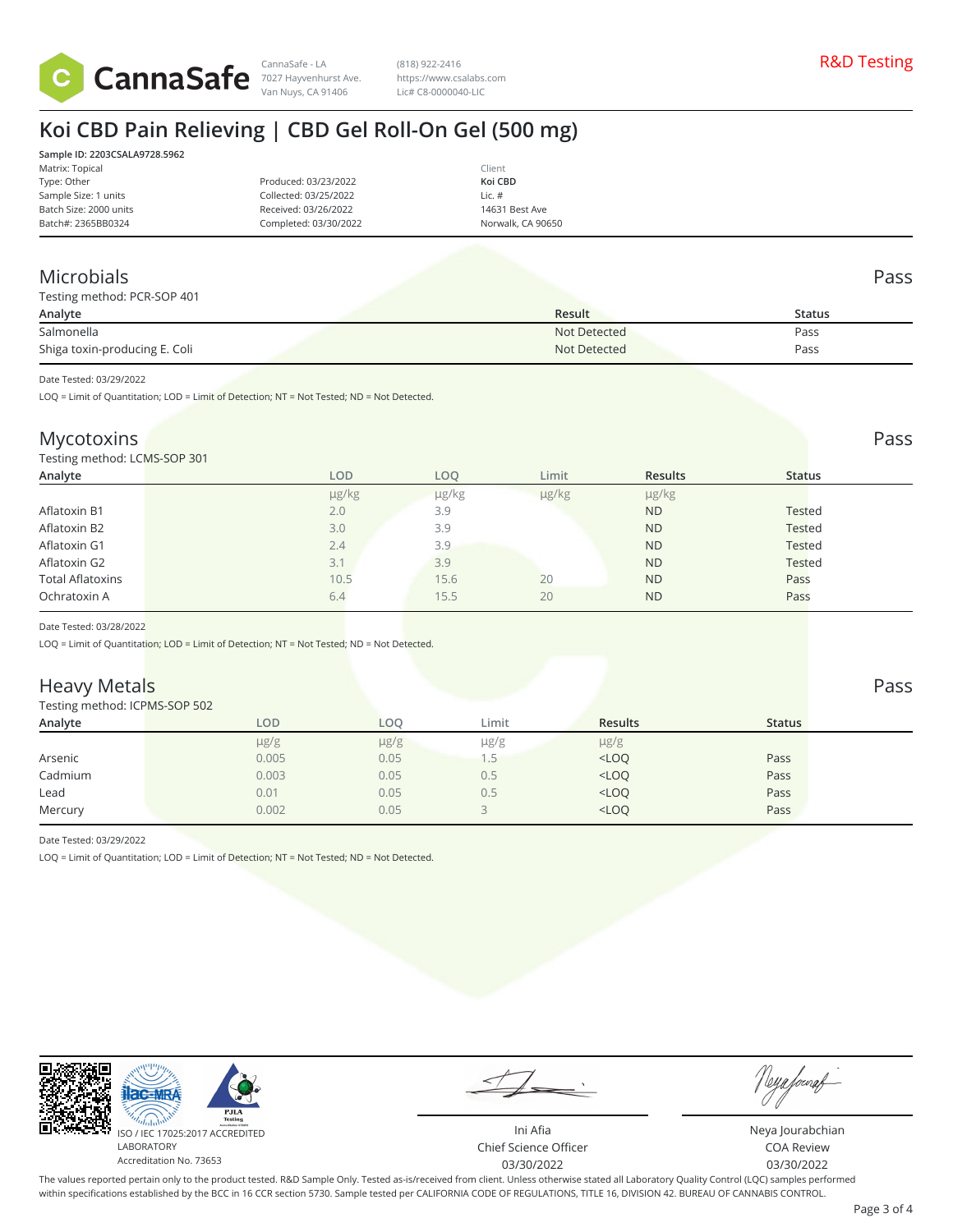CannaSafe

CannaSafe - LA
7027 Hayvenhurst Ave.
Van Nuys, CA 91406

(818) 922-2416
https://www.csalabs.com
Lic# C8-0000040-LIC

R&D Testing

# Koi CBD Pain Relieving | CBD Gel Roll-On Gel (500 mg)

**Sample ID: 2203CSALA9728.5962**
Matrix: Topical
Type: Other
Sample Size: 1 units
Batch Size: 2000 units
Batch#: 2365BB0324

Produced: 03/23/2022
Collected: 03/25/2022
Received: 03/26/2022
Completed: 03/30/2022

Client
**Koi CBD**
Lic. #
14631 Best Ave
Norwalk, CA 90650

## Microbials

Pass

Testing method: PCR-SOP 401

| Analyte | Result | Status |
|---|---|---|
| Salmonella | Not Detected | Pass |
| Shiga toxin-producing E. Coli | Not Detected | Pass |

Date Tested: 03/29/2022

LOQ = Limit of Quantitation; LOD = Limit of Detection; NT = Not Tested; ND = Not Detected.

## Mycotoxins

Pass

Testing method: LCMS-SOP 301

| Analyte | LOD | LOQ | Limit | Results | Status |
|---|---|---|---|---|---|
| | μg/kg | μg/kg | μg/kg | μg/kg | |
| Aflatoxin B1 | 2.0 | 3.9 | | ND | Tested |
| Aflatoxin B2 | 3.0 | 3.9 | | ND | Tested |
| Aflatoxin G1 | 2.4 | 3.9 | | ND | Tested |
| Aflatoxin G2 | 3.1 | 3.9 | | ND | Tested |
| Total Aflatoxins | 10.5 | 15.6 | 20 | ND | Pass |
| Ochratoxin A | 6.4 | 15.5 | 20 | ND | Pass |

Date Tested: 03/28/2022

LOQ = Limit of Quantitation; LOD = Limit of Detection; NT = Not Tested; ND = Not Detected.

## Heavy Metals

Pass

Testing method: ICPMS-SOP 502

| Analyte | LOD | LOQ | Limit | Results | Status |
|---|---|---|---|---|---|
| | μg/g | μg/g | μg/g | μg/g | |
| Arsenic | 0.005 | 0.05 | 1.5 | <LOQ | Pass |
| Cadmium | 0.003 | 0.05 | 0.5 | <LOQ | Pass |
| Lead | 0.01 | 0.05 | 0.5 | <LOQ | Pass |
| Mercury | 0.002 | 0.05 | 3 | <LOQ | Pass |

Date Tested: 03/29/2022

LOQ = Limit of Quantitation; LOD = Limit of Detection; NT = Not Tested; ND = Not Detected.

ISO / IEC 17025:2017 ACCREDITED LABORATORY
Accreditation No. 73653

Ini Afia
Chief Science Officer
03/30/2022

Neya Jourabchian
COA Review
03/30/2022

The values reported pertain only to the product tested. R&D Sample Only. Tested as-is/received from client. Unless otherwise stated all Laboratory Quality Control (LQC) samples performed within specifications established by the BCC in 16 CCR section 5730. Sample tested per CALIFORNIA CODE OF REGULATIONS, TITLE 16, DIVISION 42. BUREAU OF CANNABIS CONTROL.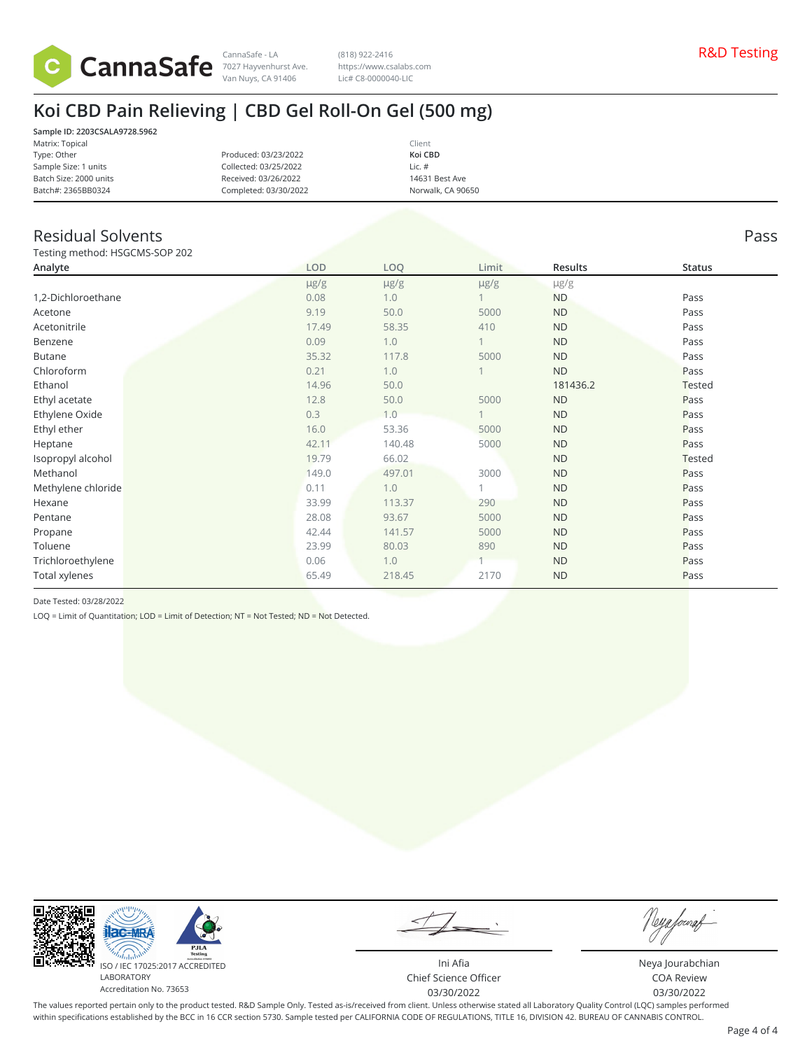CannaSafe

CannaSafe - LA
7027 Hayvenhurst Ave.
Van Nuys, CA 91406

(818) 922-2416
https://www.csalabs.com
Lic# C8-0000040-LIC

R&D Testing

# Koi CBD Pain Relieving | CBD Gel Roll-On Gel (500 mg)

**Sample ID: 2203CSALA9728.5962**
Matrix: Topical
Type: Other
Sample Size: 1 units
Batch Size: 2000 units
Batch#: 2365BB0324

Produced: 03/23/2022
Collected: 03/25/2022
Received: 03/26/2022
Completed: 03/30/2022

Client
**Koi CBD**
Lic. #
14631 Best Ave
Norwalk, CA 90650

## Residual Solvents

Pass

Testing method: HSGCMS-SOP 202

| Analyte | LOD | LOQ | Limit | Results | Status |
|---|---|---|---|---|---|
| | µg/g | µg/g | µg/g | µg/g | |
| 1,2-Dichloroethane | 0.08 | 1.0 | 1 | ND | Pass |
| Acetone | 9.19 | 50.0 | 5000 | ND | Pass |
| Acetonitrile | 17.49 | 58.35 | 410 | ND | Pass |
| Benzene | 0.09 | 1.0 | 1 | ND | Pass |
| Butane | 35.32 | 117.8 | 5000 | ND | Pass |
| Chloroform | 0.21 | 1.0 | 1 | ND | Pass |
| Ethanol | 14.96 | 50.0 | | 181436.2 | Tested |
| Ethyl acetate | 12.8 | 50.0 | 5000 | ND | Pass |
| Ethylene Oxide | 0.3 | 1.0 | 1 | ND | Pass |
| Ethyl ether | 16.0 | 53.36 | 5000 | ND | Pass |
| Heptane | 42.11 | 140.48 | 5000 | ND | Pass |
| Isopropyl alcohol | 19.79 | 66.02 | | ND | Tested |
| Methanol | 149.0 | 497.01 | 3000 | ND | Pass |
| Methylene chloride | 0.11 | 1.0 | 1 | ND | Pass |
| Hexane | 33.99 | 113.37 | 290 | ND | Pass |
| Pentane | 28.08 | 93.67 | 5000 | ND | Pass |
| Propane | 42.44 | 141.57 | 5000 | ND | Pass |
| Toluene | 23.99 | 80.03 | 890 | ND | Pass |
| Trichloroethylene | 0.06 | 1.0 | 1 | ND | Pass |
| Total xylenes | 65.49 | 218.45 | 2170 | ND | Pass |

Date Tested: 03/28/2022

LOQ = Limit of Quantitation; LOD = Limit of Detection; NT = Not Tested; ND = Not Detected.

ISO / IEC 17025:2017 ACCREDITED LABORATORY
Accreditation No. 73653

Ini Afia
Chief Science Officer
03/30/2022

Neya Jourabchian
COA Review
03/30/2022

The values reported pertain only to the product tested. R&D Sample Only. Tested as-is/received from client. Unless otherwise stated all Laboratory Quality Control (LQC) samples performed within specifications established by the BCC in 16 CCR section 5730. Sample tested per CALIFORNIA CODE OF REGULATIONS, TITLE 16, DIVISION 42. BUREAU OF CANNABIS CONTROL.